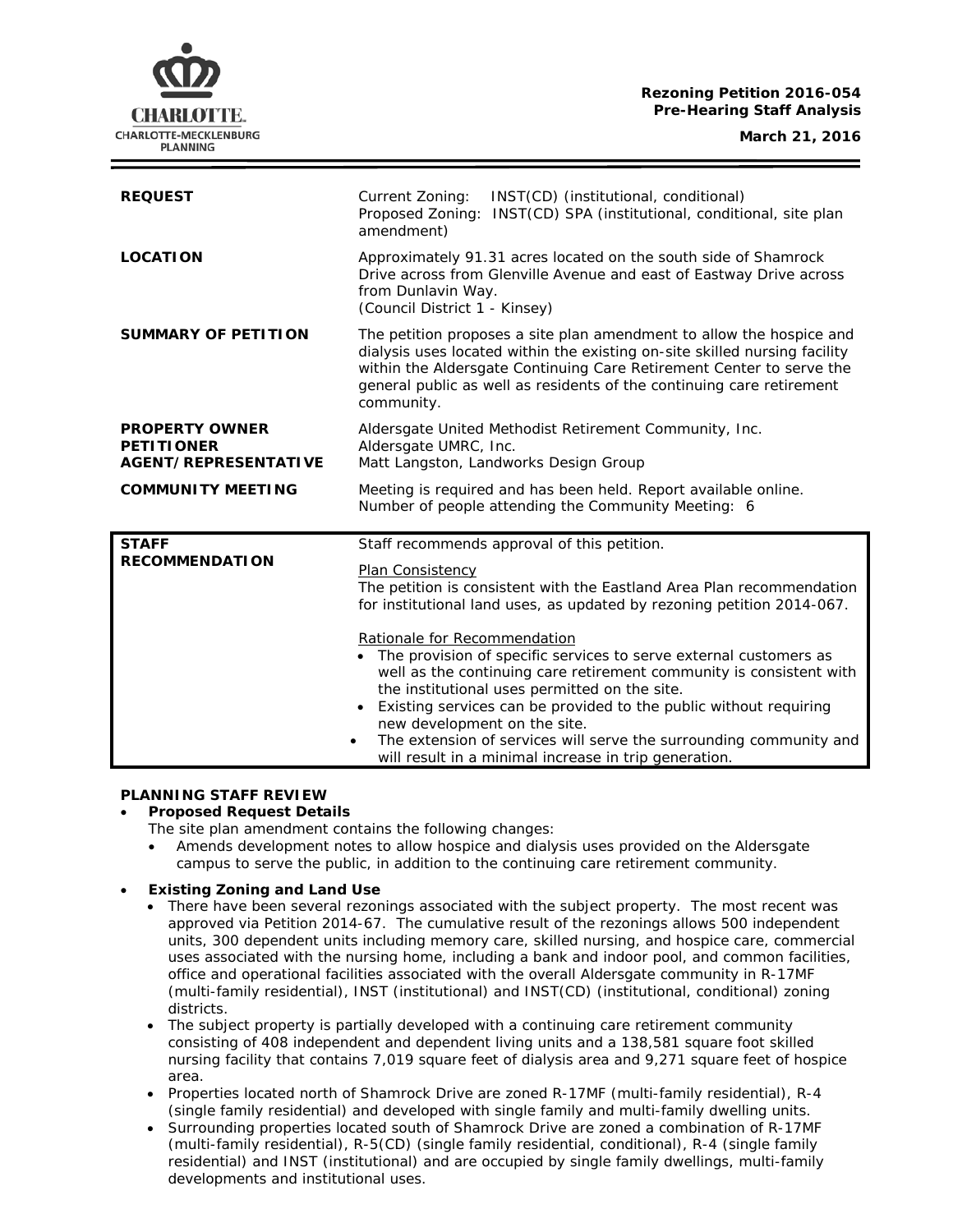**Rezoning Petition 2016-054**
**Pre-Hearing Staff Analysis**
**March 21, 2016**

| | |
|---|---|
| **REQUEST** | Current Zoning: INST(CD) (institutional, conditional)<br>Proposed Zoning: INST(CD) SPA (institutional, conditional, site plan amendment) |
| **LOCATION** | Approximately 91.31 acres located on the south side of Shamrock Drive across from Glenville Avenue and east of Eastway Drive across from Dunlavin Way.<br>(Council District 1 - Kinsey) |
| **SUMMARY OF PETITION** | The petition proposes a site plan amendment to allow the hospice and dialysis uses located within the existing on-site skilled nursing facility within the Aldersgate Continuing Care Retirement Center to serve the general public as well as residents of the continuing care retirement community. |
| **PROPERTY OWNER**<br>**PETITIONER**<br>**AGENT/REPRESENTATIVE** | Aldersgate United Methodist Retirement Community, Inc.<br>Aldersgate UMRC, Inc.<br>Matt Langston, Landworks Design Group |
| **COMMUNITY MEETING** | Meeting is required and has been held. Report available online.<br>Number of people attending the Community Meeting: 6 |
| **STAFF RECOMMENDATION** | Staff recommends approval of this petition.<br><br>Plan Consistency<br>The petition is consistent with the Eastland Area Plan recommendation for institutional land uses, as updated by rezoning petition 2014-067.<br><br>Rationale for Recommendation<br>• The provision of specific services to serve external customers as well as the continuing care retirement community is consistent with the institutional uses permitted on the site.<br>• Existing services can be provided to the public without requiring new development on the site.<br>• The extension of services will serve the surrounding community and will result in a minimal increase in trip generation. |

**PLANNING STAFF REVIEW**

- **Proposed Request Details**
  The site plan amendment contains the following changes:
  - Amends development notes to allow hospice and dialysis uses provided on the Aldersgate campus to serve the public, in addition to the continuing care retirement community.

- **Existing Zoning and Land Use**
  - There have been several rezonings associated with the subject property. The most recent was approved via Petition 2014-67. The cumulative result of the rezonings allows 500 independent units, 300 dependent units including memory care, skilled nursing, and hospice care, commercial uses associated with the nursing home, including a bank and indoor pool, and common facilities, office and operational facilities associated with the overall Aldersgate community in R-17MF (multi-family residential), INST (institutional) and INST(CD) (institutional, conditional) zoning districts.
  - The subject property is partially developed with a continuing care retirement community consisting of 408 independent and dependent living units and a 138,581 square foot skilled nursing facility that contains 7,019 square feet of dialysis area and 9,271 square feet of hospice area.
  - Properties located north of Shamrock Drive are zoned R-17MF (multi-family residential), R-4 (single family residential) and developed with single family and multi-family dwelling units.
  - Surrounding properties located south of Shamrock Drive are zoned a combination of R-17MF (multi-family residential), R-5(CD) (single family residential, conditional), R-4 (single family residential) and INST (institutional) and are occupied by single family dwellings, multi-family developments and institutional uses.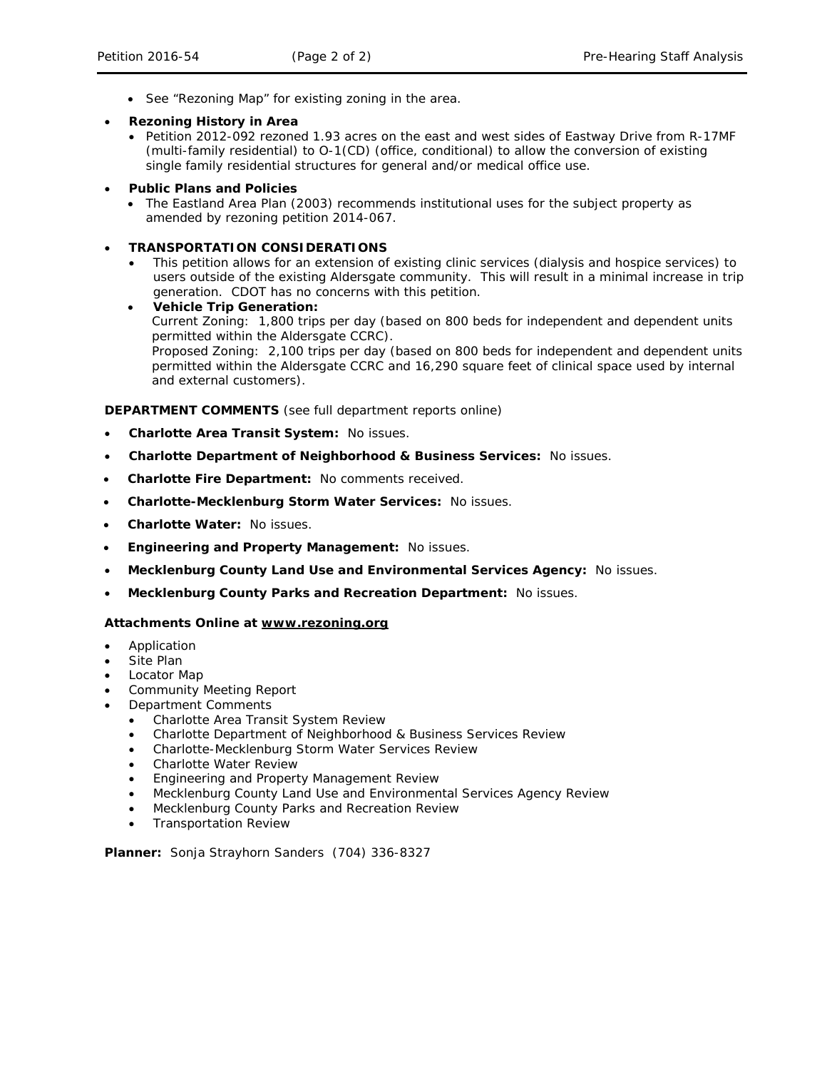- See "Rezoning Map" for existing zoning in the area.

- **Rezoning History in Area**
  - Petition 2012-092 rezoned 1.93 acres on the east and west sides of Eastway Drive from R-17MF (multi-family residential) to O-1(CD) (office, conditional) to allow the conversion of existing single family residential structures for general and/or medical office use.

- **Public Plans and Policies**
  - The Eastland Area Plan (2003) recommends institutional uses for the subject property as amended by rezoning petition 2014-067.

- **TRANSPORTATION CONSIDERATIONS**
  - This petition allows for an extension of existing clinic services (dialysis and hospice services) to users outside of the existing Aldersgate community. This will result in a minimal increase in trip generation. CDOT has no concerns with this petition.
  - **Vehicle Trip Generation:**
    Current Zoning: 1,800 trips per day (based on 800 beds for independent and dependent units permitted within the Aldersgate CCRC).
    Proposed Zoning: 2,100 trips per day (based on 800 beds for independent and dependent units permitted within the Aldersgate CCRC and 16,290 square feet of clinical space used by internal and external customers).

**DEPARTMENT COMMENTS** (see full department reports online)

- **Charlotte Area Transit System:** No issues.
- **Charlotte Department of Neighborhood & Business Services:** No issues.
- **Charlotte Fire Department:** No comments received.
- **Charlotte-Mecklenburg Storm Water Services:** No issues.
- **Charlotte Water:** No issues.
- **Engineering and Property Management:** No issues.
- **Mecklenburg County Land Use and Environmental Services Agency:** No issues.
- **Mecklenburg County Parks and Recreation Department:** No issues.

**Attachments Online at www.rezoning.org**

- Application
- Site Plan
- Locator Map
- Community Meeting Report
- Department Comments
  - Charlotte Area Transit System Review
  - Charlotte Department of Neighborhood & Business Services Review
  - Charlotte-Mecklenburg Storm Water Services Review
  - Charlotte Water Review
  - Engineering and Property Management Review
  - Mecklenburg County Land Use and Environmental Services Agency Review
  - Mecklenburg County Parks and Recreation Review
  - Transportation Review

**Planner:** Sonja Strayhorn Sanders (704) 336-8327